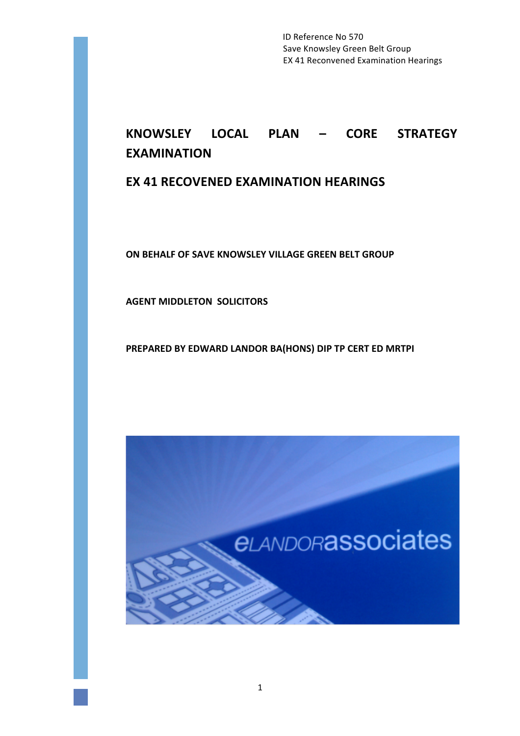ID Reference No 570
Save Knowsley Green Belt Group
EX 41 Reconvened Examination Hearings

# KNOWSLEY LOCAL PLAN – CORE STRATEGY EXAMINATION

## EX 41 RECOVENED EXAMINATION HEARINGS

**ON BEHALF OF SAVE KNOWSLEY VILLAGE GREEN BELT GROUP**

**AGENT MIDDLETON SOLICITORS**

**PREPARED BY EDWARD LANDOR BA(HONS) DIP TP CERT ED MRTPI**

eLANDORassociates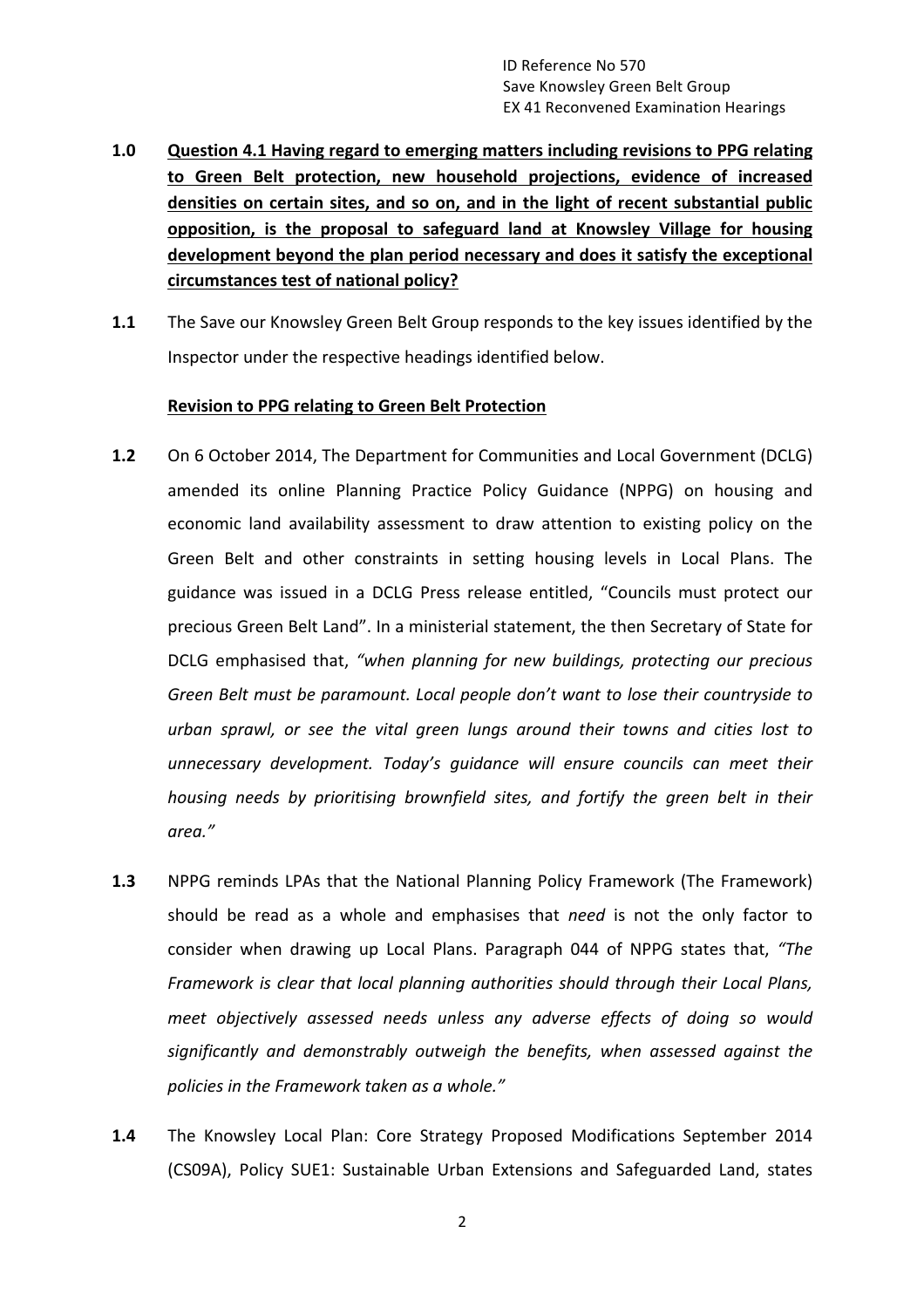ID Reference No 570
Save Knowsley Green Belt Group
EX 41 Reconvened Examination Hearings

**1.0** **<u>Question 4.1 Having regard to emerging matters including revisions to PPG relating to Green Belt protection, new household projections, evidence of increased densities on certain sites, and so on, and in the light of recent substantial public opposition, is the proposal to safeguard land at Knowsley Village for housing development beyond the plan period necessary and does it satisfy the exceptional circumstances test of national policy?</u>**

**1.1** The Save our Knowsley Green Belt Group responds to the key issues identified by the Inspector under the respective headings identified below.

**<u>Revision to PPG relating to Green Belt Protection</u>**

**1.2** On 6 October 2014, The Department for Communities and Local Government (DCLG) amended its online Planning Practice Policy Guidance (NPPG) on housing and economic land availability assessment to draw attention to existing policy on the Green Belt and other constraints in setting housing levels in Local Plans. The guidance was issued in a DCLG Press release entitled, "Councils must protect our precious Green Belt Land". In a ministerial statement, the then Secretary of State for DCLG emphasised that, *"when planning for new buildings, protecting our precious Green Belt must be paramount. Local people don't want to lose their countryside to urban sprawl, or see the vital green lungs around their towns and cities lost to unnecessary development. Today's guidance will ensure councils can meet their housing needs by prioritising brownfield sites, and fortify the green belt in their area."*

**1.3** NPPG reminds LPAs that the National Planning Policy Framework (The Framework) should be read as a whole and emphasises that *need* is not the only factor to consider when drawing up Local Plans. Paragraph 044 of NPPG states that, *"The Framework is clear that local planning authorities should through their Local Plans, meet objectively assessed needs unless any adverse effects of doing so would significantly and demonstrably outweigh the benefits, when assessed against the policies in the Framework taken as a whole."*

**1.4** The Knowsley Local Plan: Core Strategy Proposed Modifications September 2014 (CS09A), Policy SUE1: Sustainable Urban Extensions and Safeguarded Land, states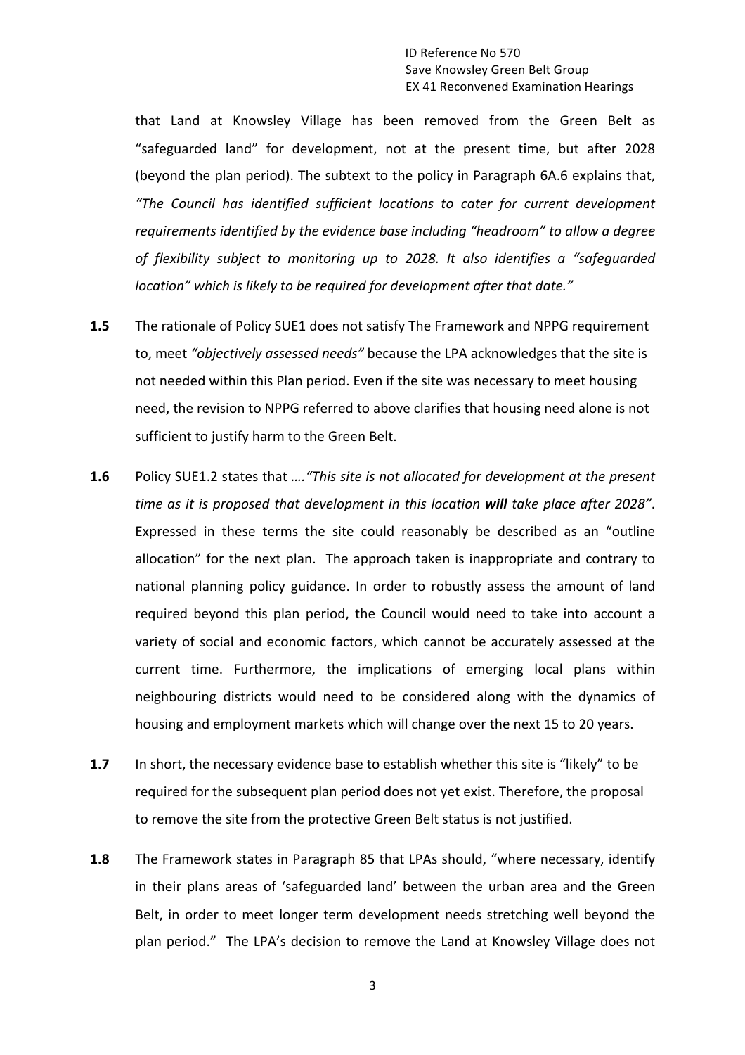that Land at Knowsley Village has been removed from the Green Belt as "safeguarded land" for development, not at the present time, but after 2028 (beyond the plan period). The subtext to the policy in Paragraph 6A.6 explains that, *"The Council has identified sufficient locations to cater for current development requirements identified by the evidence base including "headroom" to allow a degree of flexibility subject to monitoring up to 2028. It also identifies a "safeguarded location" which is likely to be required for development after that date."*

**1.5** The rationale of Policy SUE1 does not satisfy The Framework and NPPG requirement to, meet *"objectively assessed needs"* because the LPA acknowledges that the site is not needed within this Plan period. Even if the site was necessary to meet housing need, the revision to NPPG referred to above clarifies that housing need alone is not sufficient to justify harm to the Green Belt.

**1.6** Policy SUE1.2 states that ….*"This site is not allocated for development at the present time as it is proposed that development in this location **will** take place after 2028"*. Expressed in these terms the site could reasonably be described as an "outline allocation" for the next plan. The approach taken is inappropriate and contrary to national planning policy guidance. In order to robustly assess the amount of land required beyond this plan period, the Council would need to take into account a variety of social and economic factors, which cannot be accurately assessed at the current time. Furthermore, the implications of emerging local plans within neighbouring districts would need to be considered along with the dynamics of housing and employment markets which will change over the next 15 to 20 years.

**1.7** In short, the necessary evidence base to establish whether this site is "likely" to be required for the subsequent plan period does not yet exist. Therefore, the proposal to remove the site from the protective Green Belt status is not justified.

**1.8** The Framework states in Paragraph 85 that LPAs should, "where necessary, identify in their plans areas of 'safeguarded land' between the urban area and the Green Belt, in order to meet longer term development needs stretching well beyond the plan period." The LPA's decision to remove the Land at Knowsley Village does not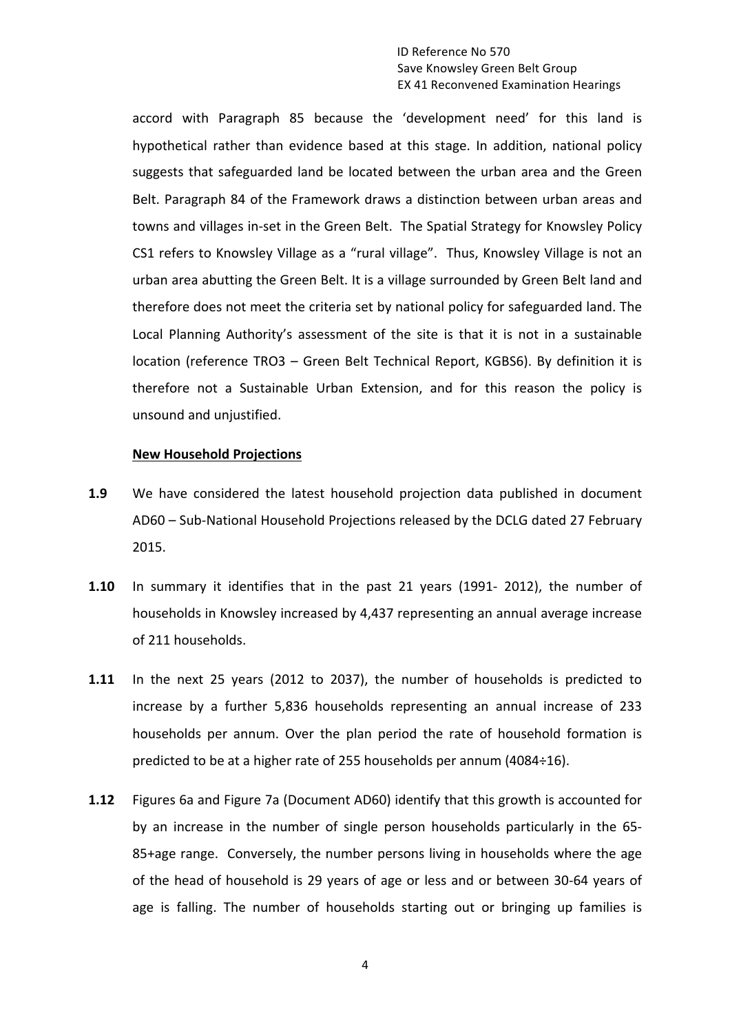accord with Paragraph 85 because the 'development need' for this land is hypothetical rather than evidence based at this stage. In addition, national policy suggests that safeguarded land be located between the urban area and the Green Belt. Paragraph 84 of the Framework draws a distinction between urban areas and towns and villages in-set in the Green Belt. The Spatial Strategy for Knowsley Policy CS1 refers to Knowsley Village as a "rural village". Thus, Knowsley Village is not an urban area abutting the Green Belt. It is a village surrounded by Green Belt land and therefore does not meet the criteria set by national policy for safeguarded land. The Local Planning Authority's assessment of the site is that it is not in a sustainable location (reference TRO3 – Green Belt Technical Report, KGBS6). By definition it is therefore not a Sustainable Urban Extension, and for this reason the policy is unsound and unjustified.

**New Household Projections**

**1.9** We have considered the latest household projection data published in document AD60 – Sub-National Household Projections released by the DCLG dated 27 February 2015.

**1.10** In summary it identifies that in the past 21 years (1991- 2012), the number of households in Knowsley increased by 4,437 representing an annual average increase of 211 households.

**1.11** In the next 25 years (2012 to 2037), the number of households is predicted to increase by a further 5,836 households representing an annual increase of 233 households per annum. Over the plan period the rate of household formation is predicted to be at a higher rate of 255 households per annum (4084÷16).

**1.12** Figures 6a and Figure 7a (Document AD60) identify that this growth is accounted for by an increase in the number of single person households particularly in the 65-85+age range. Conversely, the number persons living in households where the age of the head of household is 29 years of age or less and or between 30-64 years of age is falling. The number of households starting out or bringing up families is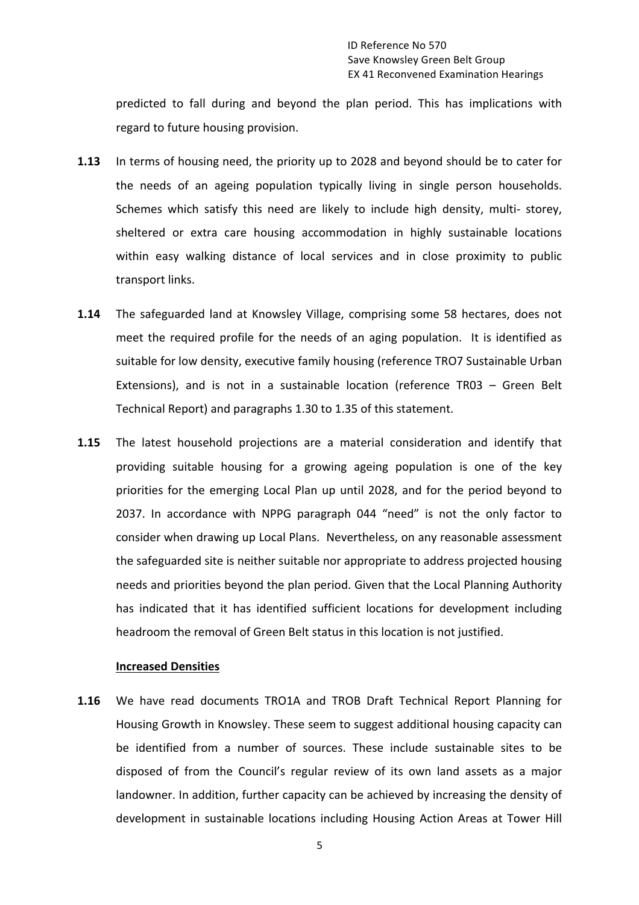predicted to fall during and beyond the plan period. This has implications with regard to future housing provision.

**1.13** In terms of housing need, the priority up to 2028 and beyond should be to cater for the needs of an ageing population typically living in single person households. Schemes which satisfy this need are likely to include high density, multi- storey, sheltered or extra care housing accommodation in highly sustainable locations within easy walking distance of local services and in close proximity to public transport links.

**1.14** The safeguarded land at Knowsley Village, comprising some 58 hectares, does not meet the required profile for the needs of an aging population. It is identified as suitable for low density, executive family housing (reference TRO7 Sustainable Urban Extensions), and is not in a sustainable location (reference TR03 – Green Belt Technical Report) and paragraphs 1.30 to 1.35 of this statement.

**1.15** The latest household projections are a material consideration and identify that providing suitable housing for a growing ageing population is one of the key priorities for the emerging Local Plan up until 2028, and for the period beyond to 2037. In accordance with NPPG paragraph 044 "need" is not the only factor to consider when drawing up Local Plans. Nevertheless, on any reasonable assessment the safeguarded site is neither suitable nor appropriate to address projected housing needs and priorities beyond the plan period. Given that the Local Planning Authority has indicated that it has identified sufficient locations for development including headroom the removal of Green Belt status in this location is not justified.

**Increased Densities**

**1.16** We have read documents TRO1A and TROB Draft Technical Report Planning for Housing Growth in Knowsley. These seem to suggest additional housing capacity can be identified from a number of sources. These include sustainable sites to be disposed of from the Council's regular review of its own land assets as a major landowner. In addition, further capacity can be achieved by increasing the density of development in sustainable locations including Housing Action Areas at Tower Hill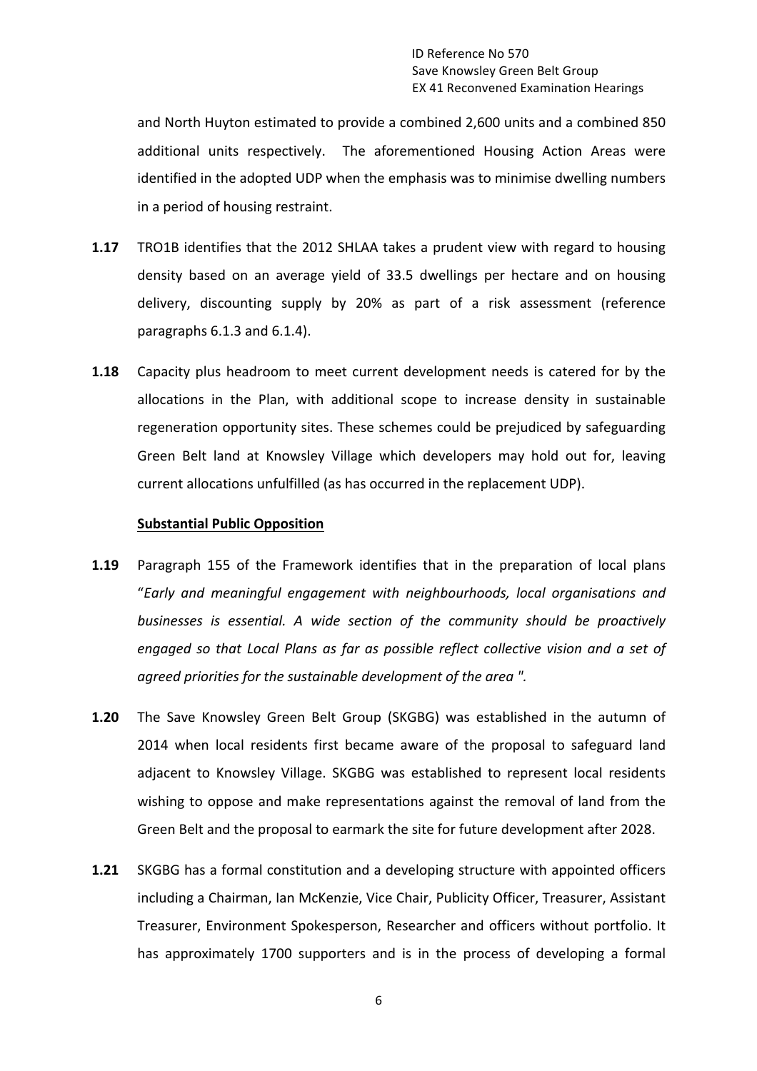and North Huyton estimated to provide a combined 2,600 units and a combined 850 additional units respectively. The aforementioned Housing Action Areas were identified in the adopted UDP when the emphasis was to minimise dwelling numbers in a period of housing restraint.

**1.17** TRO1B identifies that the 2012 SHLAA takes a prudent view with regard to housing density based on an average yield of 33.5 dwellings per hectare and on housing delivery, discounting supply by 20% as part of a risk assessment (reference paragraphs 6.1.3 and 6.1.4).

**1.18** Capacity plus headroom to meet current development needs is catered for by the allocations in the Plan, with additional scope to increase density in sustainable regeneration opportunity sites. These schemes could be prejudiced by safeguarding Green Belt land at Knowsley Village which developers may hold out for, leaving current allocations unfulfilled (as has occurred in the replacement UDP).

**Substantial Public Opposition**

**1.19** Paragraph 155 of the Framework identifies that in the preparation of local plans "*Early and meaningful engagement with neighbourhoods, local organisations and businesses is essential. A wide section of the community should be proactively engaged so that Local Plans as far as possible reflect collective vision and a set of agreed priorities for the sustainable development of the area ".*

**1.20** The Save Knowsley Green Belt Group (SKGBG) was established in the autumn of 2014 when local residents first became aware of the proposal to safeguard land adjacent to Knowsley Village. SKGBG was established to represent local residents wishing to oppose and make representations against the removal of land from the Green Belt and the proposal to earmark the site for future development after 2028.

**1.21** SKGBG has a formal constitution and a developing structure with appointed officers including a Chairman, Ian McKenzie, Vice Chair, Publicity Officer, Treasurer, Assistant Treasurer, Environment Spokesperson, Researcher and officers without portfolio. It has approximately 1700 supporters and is in the process of developing a formal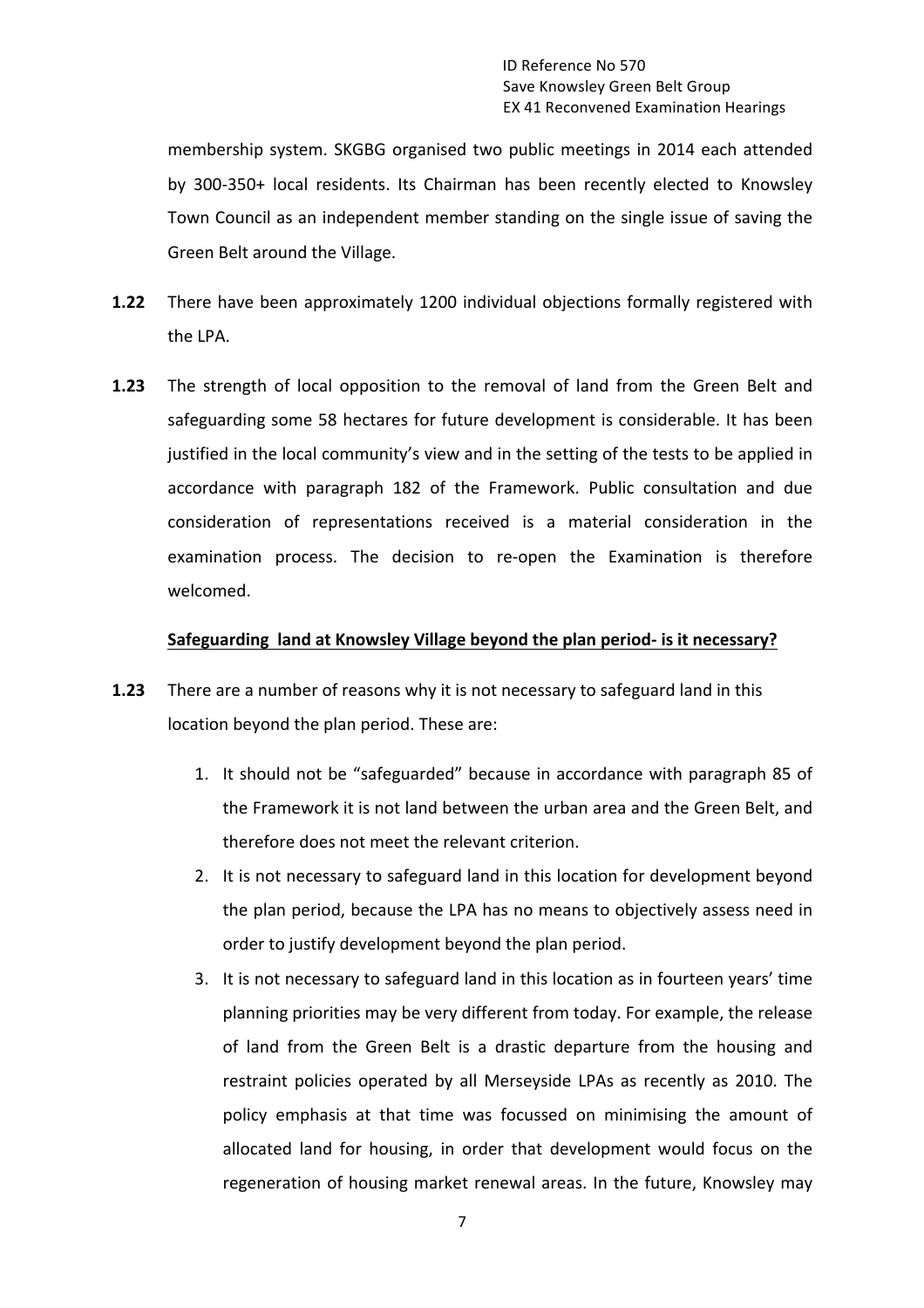membership system. SKGBG organised two public meetings in 2014 each attended by 300-350+ local residents. Its Chairman has been recently elected to Knowsley Town Council as an independent member standing on the single issue of saving the Green Belt around the Village.

**1.22** There have been approximately 1200 individual objections formally registered with the LPA.

**1.23** The strength of local opposition to the removal of land from the Green Belt and safeguarding some 58 hectares for future development is considerable. It has been justified in the local community's view and in the setting of the tests to be applied in accordance with paragraph 182 of the Framework. Public consultation and due consideration of representations received is a material consideration in the examination process. The decision to re-open the Examination is therefore welcomed.

**Safeguarding land at Knowsley Village beyond the plan period- is it necessary?**

**1.23** There are a number of reasons why it is not necessary to safeguard land in this location beyond the plan period. These are:

1. It should not be "safeguarded" because in accordance with paragraph 85 of the Framework it is not land between the urban area and the Green Belt, and therefore does not meet the relevant criterion.
2. It is not necessary to safeguard land in this location for development beyond the plan period, because the LPA has no means to objectively assess need in order to justify development beyond the plan period.
3. It is not necessary to safeguard land in this location as in fourteen years' time planning priorities may be very different from today. For example, the release of land from the Green Belt is a drastic departure from the housing and restraint policies operated by all Merseyside LPAs as recently as 2010. The policy emphasis at that time was focussed on minimising the amount of allocated land for housing, in order that development would focus on the regeneration of housing market renewal areas. In the future, Knowsley may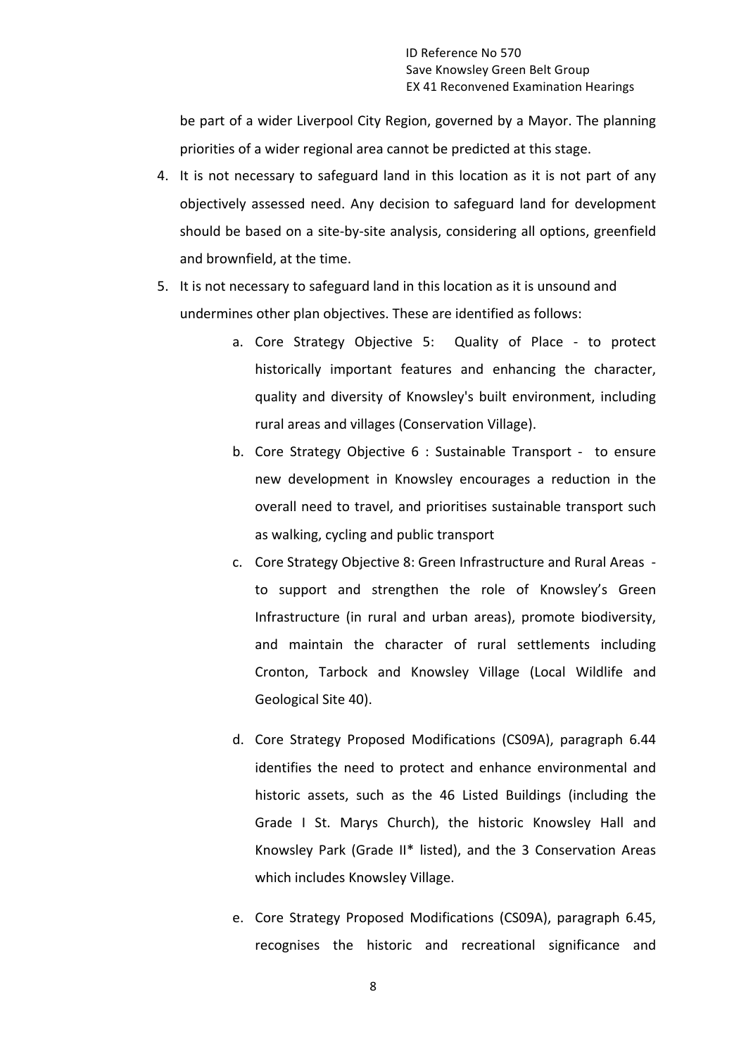be part of a wider Liverpool City Region, governed by a Mayor. The planning priorities of a wider regional area cannot be predicted at this stage.

4. It is not necessary to safeguard land in this location as it is not part of any objectively assessed need. Any decision to safeguard land for development should be based on a site-by-site analysis, considering all options, greenfield and brownfield, at the time.

5. It is not necessary to safeguard land in this location as it is unsound and undermines other plan objectives. These are identified as follows:

   a. Core Strategy Objective 5: Quality of Place - to protect historically important features and enhancing the character, quality and diversity of Knowsley's built environment, including rural areas and villages (Conservation Village).

   b. Core Strategy Objective 6 : Sustainable Transport - to ensure new development in Knowsley encourages a reduction in the overall need to travel, and prioritises sustainable transport such as walking, cycling and public transport

   c. Core Strategy Objective 8: Green Infrastructure and Rural Areas - to support and strengthen the role of Knowsley's Green Infrastructure (in rural and urban areas), promote biodiversity, and maintain the character of rural settlements including Cronton, Tarbock and Knowsley Village (Local Wildlife and Geological Site 40).

   d. Core Strategy Proposed Modifications (CS09A), paragraph 6.44 identifies the need to protect and enhance environmental and historic assets, such as the 46 Listed Buildings (including the Grade I St. Marys Church), the historic Knowsley Hall and Knowsley Park (Grade II* listed), and the 3 Conservation Areas which includes Knowsley Village.

   e. Core Strategy Proposed Modifications (CS09A), paragraph 6.45, recognises the historic and recreational significance and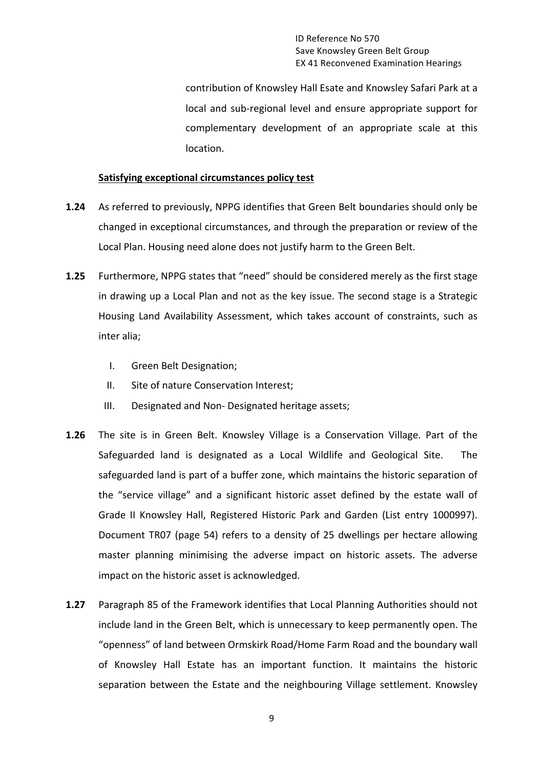contribution of Knowsley Hall Esate and Knowsley Safari Park at a local and sub-regional level and ensure appropriate support for complementary development of an appropriate scale at this location.

**Satisfying exceptional circumstances policy test**

**1.24** As referred to previously, NPPG identifies that Green Belt boundaries should only be changed in exceptional circumstances, and through the preparation or review of the Local Plan. Housing need alone does not justify harm to the Green Belt.

**1.25** Furthermore, NPPG states that "need" should be considered merely as the first stage in drawing up a Local Plan and not as the key issue. The second stage is a Strategic Housing Land Availability Assessment, which takes account of constraints, such as inter alia;

I. Green Belt Designation;

II. Site of nature Conservation Interest;

III. Designated and Non- Designated heritage assets;

**1.26** The site is in Green Belt. Knowsley Village is a Conservation Village. Part of the Safeguarded land is designated as a Local Wildlife and Geological Site. The safeguarded land is part of a buffer zone, which maintains the historic separation of the "service village" and a significant historic asset defined by the estate wall of Grade II Knowsley Hall, Registered Historic Park and Garden (List entry 1000997). Document TR07 (page 54) refers to a density of 25 dwellings per hectare allowing master planning minimising the adverse impact on historic assets. The adverse impact on the historic asset is acknowledged.

**1.27** Paragraph 85 of the Framework identifies that Local Planning Authorities should not include land in the Green Belt, which is unnecessary to keep permanently open. The "openness" of land between Ormskirk Road/Home Farm Road and the boundary wall of Knowsley Hall Estate has an important function. It maintains the historic separation between the Estate and the neighbouring Village settlement. Knowsley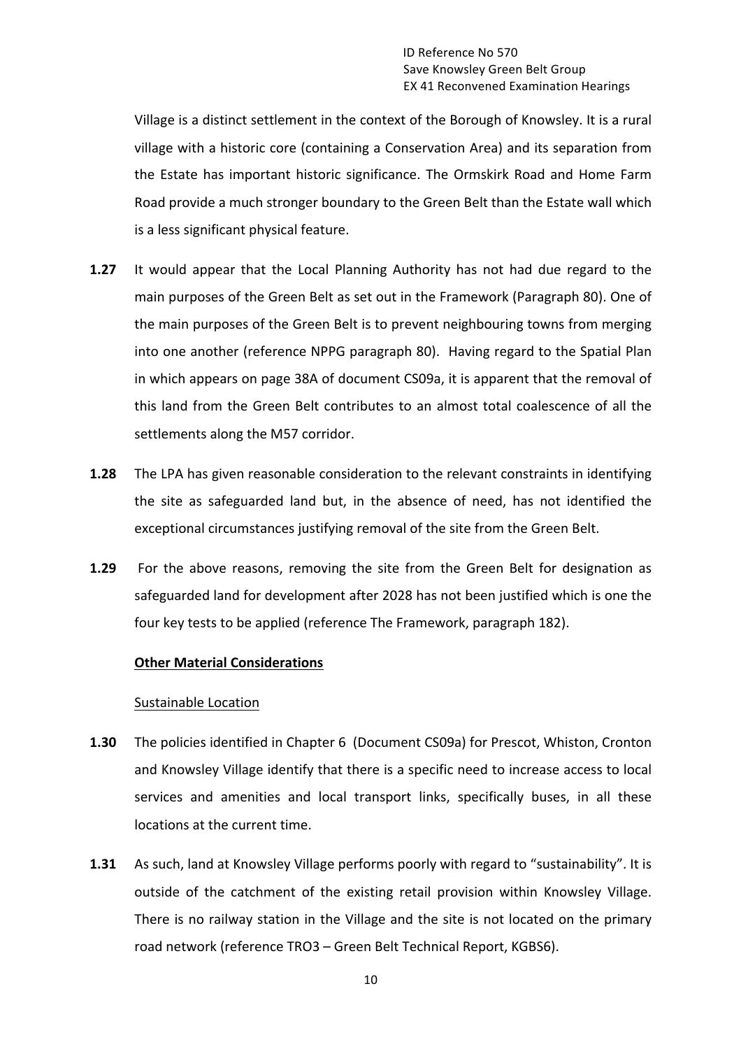Village is a distinct settlement in the context of the Borough of Knowsley. It is a rural village with a historic core (containing a Conservation Area) and its separation from the Estate has important historic significance. The Ormskirk Road and Home Farm Road provide a much stronger boundary to the Green Belt than the Estate wall which is a less significant physical feature.

**1.27** It would appear that the Local Planning Authority has not had due regard to the main purposes of the Green Belt as set out in the Framework (Paragraph 80). One of the main purposes of the Green Belt is to prevent neighbouring towns from merging into one another (reference NPPG paragraph 80). Having regard to the Spatial Plan in which appears on page 38A of document CS09a, it is apparent that the removal of this land from the Green Belt contributes to an almost total coalescence of all the settlements along the M57 corridor.

**1.28** The LPA has given reasonable consideration to the relevant constraints in identifying the site as safeguarded land but, in the absence of need, has not identified the exceptional circumstances justifying removal of the site from the Green Belt.

**1.29** For the above reasons, removing the site from the Green Belt for designation as safeguarded land for development after 2028 has not been justified which is one the four key tests to be applied (reference The Framework, paragraph 182).

**Other Material Considerations**

Sustainable Location

**1.30** The policies identified in Chapter 6 (Document CS09a) for Prescot, Whiston, Cronton and Knowsley Village identify that there is a specific need to increase access to local services and amenities and local transport links, specifically buses, in all these locations at the current time.

**1.31** As such, land at Knowsley Village performs poorly with regard to "sustainability". It is outside of the catchment of the existing retail provision within Knowsley Village. There is no railway station in the Village and the site is not located on the primary road network (reference TRO3 – Green Belt Technical Report, KGBS6).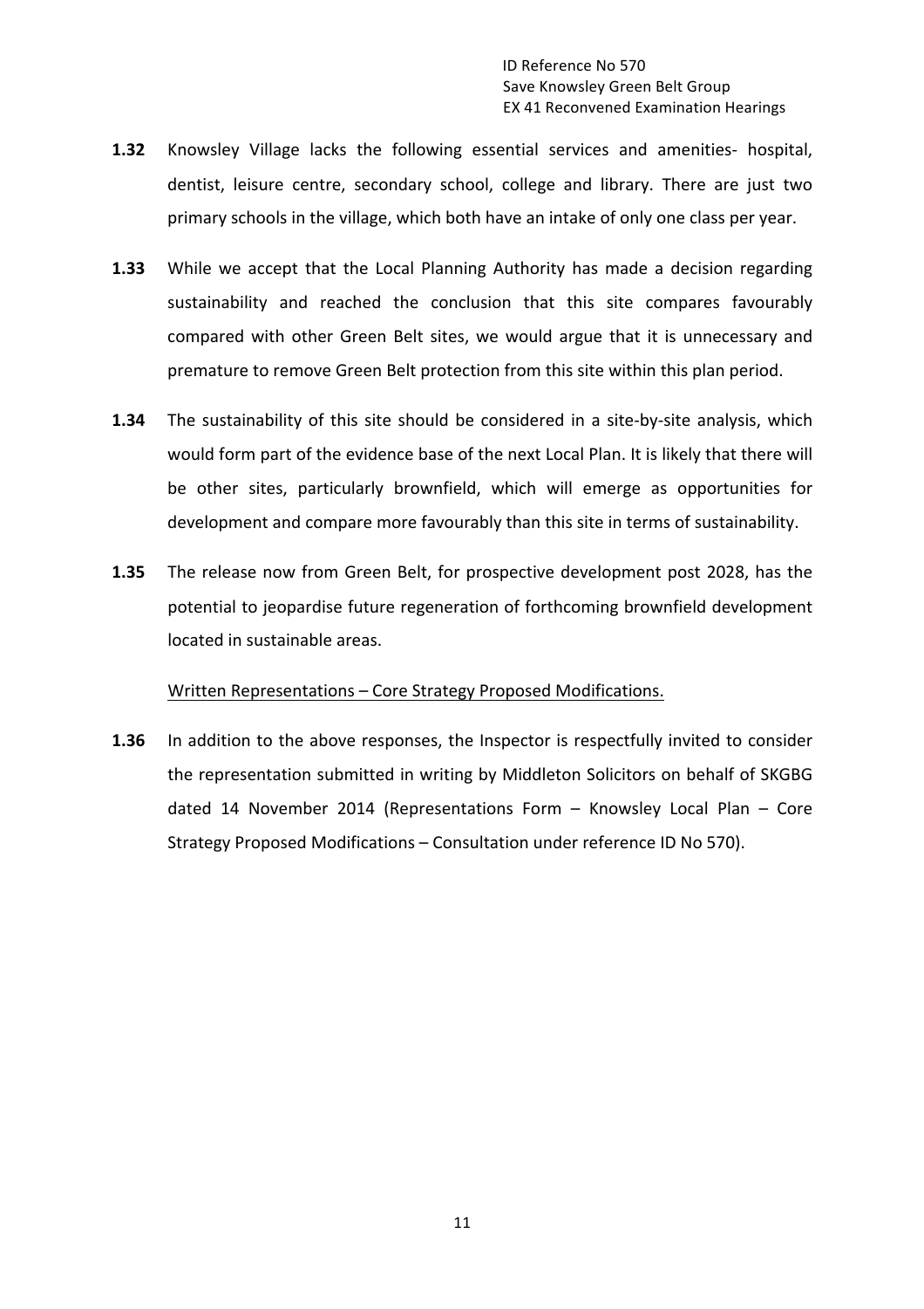**1.32** Knowsley Village lacks the following essential services and amenities- hospital, dentist, leisure centre, secondary school, college and library. There are just two primary schools in the village, which both have an intake of only one class per year.

**1.33** While we accept that the Local Planning Authority has made a decision regarding sustainability and reached the conclusion that this site compares favourably compared with other Green Belt sites, we would argue that it is unnecessary and premature to remove Green Belt protection from this site within this plan period.

**1.34** The sustainability of this site should be considered in a site-by-site analysis, which would form part of the evidence base of the next Local Plan. It is likely that there will be other sites, particularly brownfield, which will emerge as opportunities for development and compare more favourably than this site in terms of sustainability.

**1.35** The release now from Green Belt, for prospective development post 2028, has the potential to jeopardise future regeneration of forthcoming brownfield development located in sustainable areas.

<u>Written Representations – Core Strategy Proposed Modifications.</u>

**1.36** In addition to the above responses, the Inspector is respectfully invited to consider the representation submitted in writing by Middleton Solicitors on behalf of SKGBG dated 14 November 2014 (Representations Form – Knowsley Local Plan – Core Strategy Proposed Modifications – Consultation under reference ID No 570).